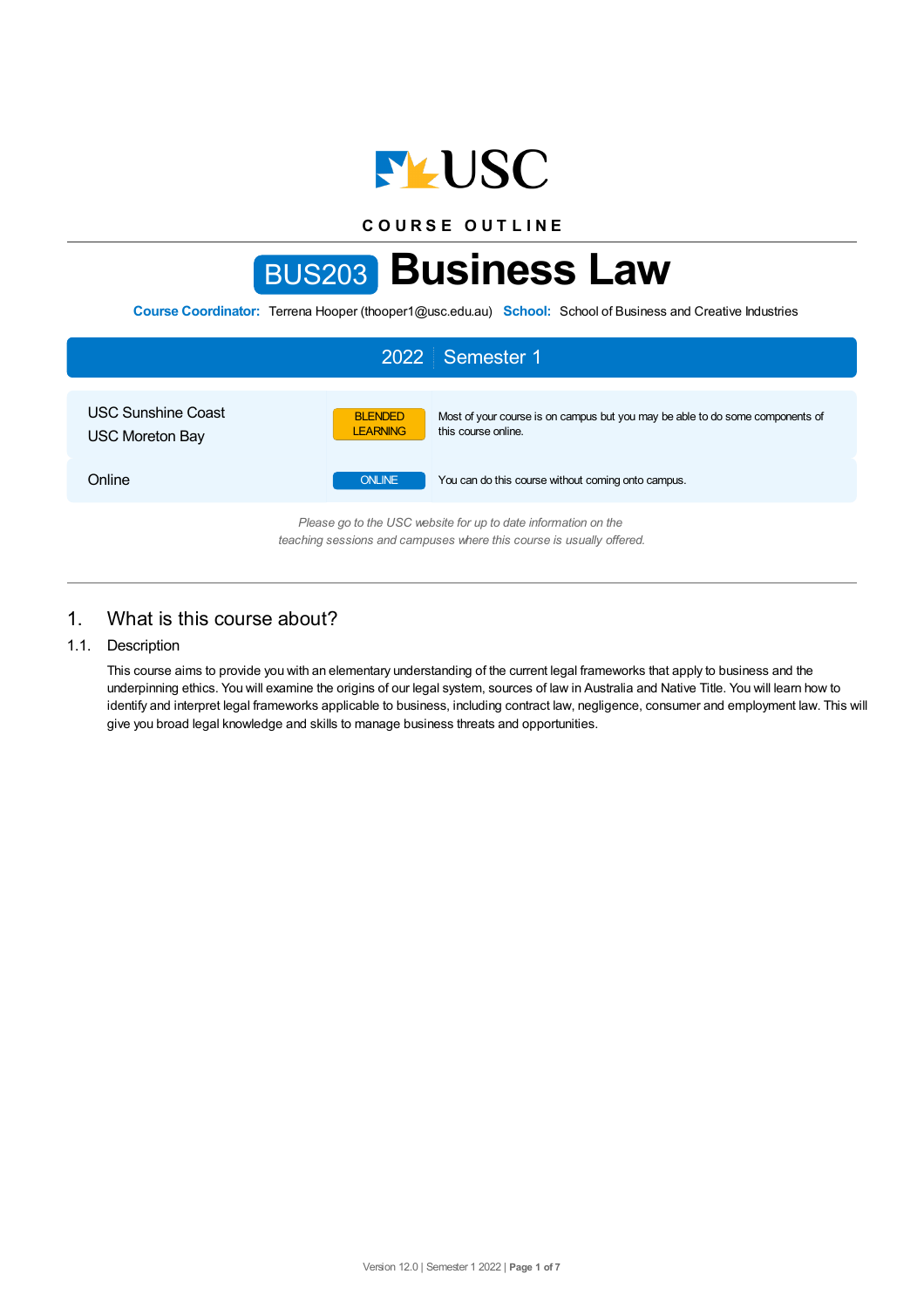USC

COURSE OUTLINE

# BUS203 Business Law

**Course Coordinator:** Terrena Hooper (thooper1@usc.edu.au) **School:** School of Business and Creative Industries

## 2022 | Semester 1

| | | |
|---|---|---|
| USC Sunshine Coast<br>USC Moreton Bay | BLENDED LEARNING | Most of your course is on campus but you may be able to do some components of this course online. |
| Online | ONLINE | You can do this course without coming onto campus. |

*Please go to the USC website for up to date information on the teaching sessions and campuses where this course is usually offered.*

## 1. What is this course about?

### 1.1. Description

This course aims to provide you with an elementary understanding of the current legal frameworks that apply to business and the underpinning ethics. You will examine the origins of our legal system, sources of law in Australia and Native Title. You will learn how to identify and interpret legal frameworks applicable to business, including contract law, negligence, consumer and employment law. This will give you broad legal knowledge and skills to manage business threats and opportunities.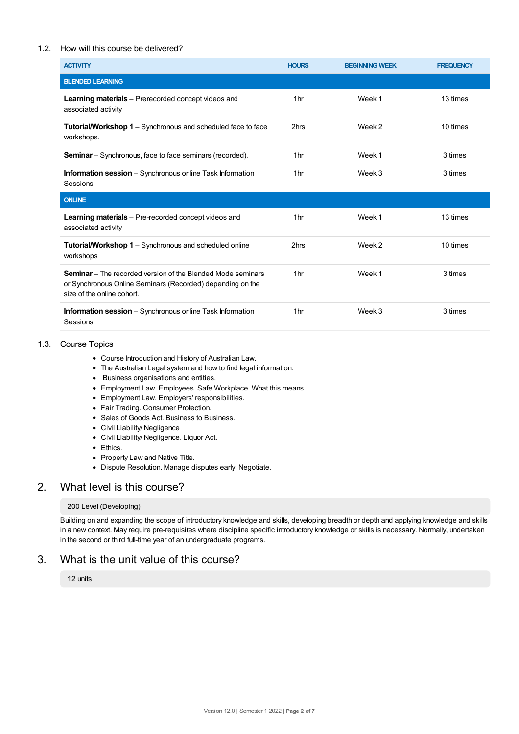### 1.2. How will this course be delivered?

| ACTIVITY | HOURS | BEGINNING WEEK | FREQUENCY |
| --- | --- | --- | --- |
| **BLENDED LEARNING** | | | |
| **Learning materials** – Prerecorded concept videos and associated activity | 1hr | Week 1 | 13 times |
| **Tutorial/Workshop 1** – Synchronous and scheduled face to face workshops. | 2hrs | Week 2 | 10 times |
| **Seminar** – Synchronous, face to face seminars (recorded). | 1hr | Week 1 | 3 times |
| **Information session** – Synchronous online Task Information Sessions | 1hr | Week 3 | 3 times |
| **ONLINE** | | | |
| **Learning materials** – Pre-recorded concept videos and associated activity | 1hr | Week 1 | 13 times |
| **Tutorial/Workshop 1** – Synchronous and scheduled online workshops | 2hrs | Week 2 | 10 times |
| **Seminar** – The recorded version of the Blended Mode seminars or Synchronous Online Seminars (Recorded) depending on the size of the online cohort. | 1hr | Week 1 | 3 times |
| **Information session** – Synchronous online Task Information Sessions | 1hr | Week 3 | 3 times |

### 1.3. Course Topics

- Course Introduction and History of Australian Law.
- The Australian Legal system and how to find legal information.
- Business organisations and entities.
- Employment Law. Employees. Safe Workplace. What this means.
- Employment Law. Employers' responsibilities.
- Fair Trading. Consumer Protection.
- Sales of Goods Act. Business to Business.
- Civil Liability/ Negligence
- Civil Liability/ Negligence. Liquor Act.
- Ethics.
- Property Law and Native Title.
- Dispute Resolution. Manage disputes early. Negotiate.

## 2. What level is this course?

200 Level (Developing)

Building on and expanding the scope of introductory knowledge and skills, developing breadth or depth and applying knowledge and skills in a new context. May require pre-requisites where discipline specific introductory knowledge or skills is necessary. Normally, undertaken in the second or third full-time year of an undergraduate programs.

## 3. What is the unit value of this course?

12 units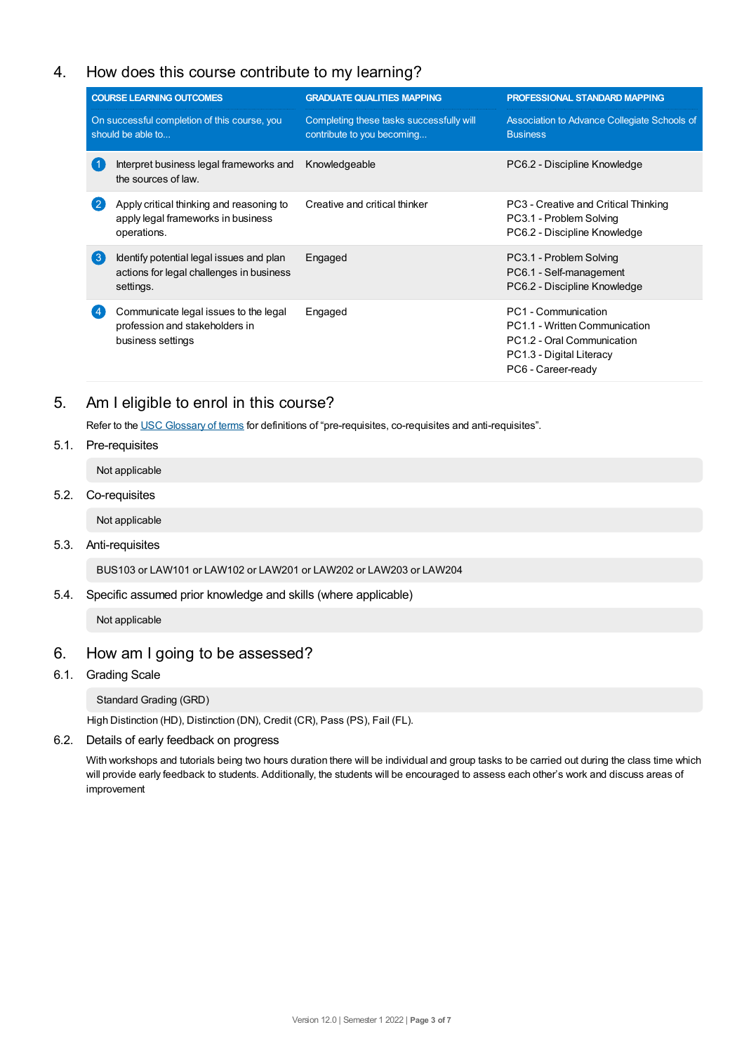## 4. How does this course contribute to my learning?

| COURSE LEARNING OUTCOMES<br>On successful completion of this course, you should be able to... | GRADUATE QUALITIES MAPPING<br>Completing these tasks successfully will contribute to you becoming... | PROFESSIONAL STANDARD MAPPING<br>Association to Advance Collegiate Schools of Business |
|---|---|---|
| 1 Interpret business legal frameworks and the sources of law. | Knowledgeable | PC6.2 - Discipline Knowledge |
| 2 Apply critical thinking and reasoning to apply legal frameworks in business operations. | Creative and critical thinker | PC3 - Creative and Critical Thinking<br>PC3.1 - Problem Solving<br>PC6.2 - Discipline Knowledge |
| 3 Identify potential legal issues and plan actions for legal challenges in business settings. | Engaged | PC3.1 - Problem Solving<br>PC6.1 - Self-management<br>PC6.2 - Discipline Knowledge |
| 4 Communicate legal issues to the legal profession and stakeholders in business settings | Engaged | PC1 - Communication<br>PC1.1 - Written Communication<br>PC1.2 - Oral Communication<br>PC1.3 - Digital Literacy<br>PC6 - Career-ready |

## 5. Am I eligible to enrol in this course?

Refer to the USC Glossary of terms for definitions of "pre-requisites, co-requisites and anti-requisites".

### 5.1. Pre-requisites

Not applicable

### 5.2. Co-requisites

Not applicable

### 5.3. Anti-requisites

BUS103 or LAW101 or LAW102 or LAW201 or LAW202 or LAW203 or LAW204

### 5.4. Specific assumed prior knowledge and skills (where applicable)

Not applicable

## 6. How am I going to be assessed?

### 6.1. Grading Scale

Standard Grading (GRD)

High Distinction (HD), Distinction (DN), Credit (CR), Pass (PS), Fail (FL).

### 6.2. Details of early feedback on progress

With workshops and tutorials being two hours duration there will be individual and group tasks to be carried out during the class time which will provide early feedback to students. Additionally, the students will be encouraged to assess each other's work and discuss areas of improvement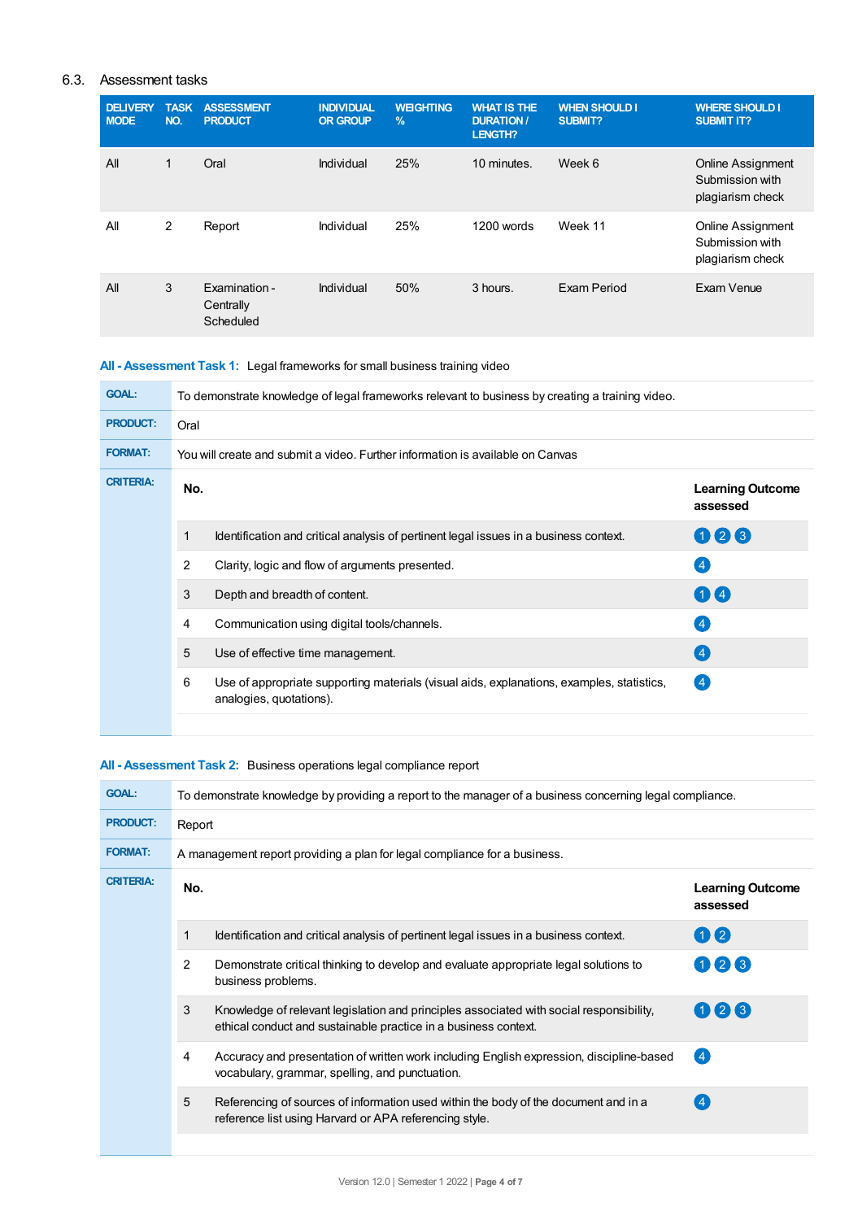## 6.3. Assessment tasks

| DELIVERY MODE | TASK NO. | ASSESSMENT PRODUCT | INDIVIDUAL OR GROUP | WEIGHTING % | WHAT IS THE DURATION / LENGTH? | WHEN SHOULD I SUBMIT? | WHERE SHOULD I SUBMIT IT? |
|---|---|---|---|---|---|---|---|
| All | 1 | Oral | Individual | 25% | 10 minutes. | Week 6 | Online Assignment Submission with plagiarism check |
| All | 2 | Report | Individual | 25% | 1200 words | Week 11 | Online Assignment Submission with plagiarism check |
| All | 3 | Examination - Centrally Scheduled | Individual | 50% | 3 hours. | Exam Period | Exam Venue |

### All - Assessment Task 1: Legal frameworks for small business training video

**GOAL:** To demonstrate knowledge of legal frameworks relevant to business by creating a training video.

**PRODUCT:** Oral

**FORMAT:** You will create and submit a video. Further information is available on Canvas

**CRITERIA:**

| No. | | Learning Outcome assessed |
|---|---|---|
| 1 | Identification and critical analysis of pertinent legal issues in a business context. | 1 2 3 |
| 2 | Clarity, logic and flow of arguments presented. | 4 |
| 3 | Depth and breadth of content. | 1 4 |
| 4 | Communication using digital tools/channels. | 4 |
| 5 | Use of effective time management. | 4 |
| 6 | Use of appropriate supporting materials (visual aids, explanations, examples, statistics, analogies, quotations). | 4 |

### All - Assessment Task 2: Business operations legal compliance report

**GOAL:** To demonstrate knowledge by providing a report to the manager of a business concerning legal compliance.

**PRODUCT:** Report

**FORMAT:** A management report providing a plan for legal compliance for a business.

**CRITERIA:**

| No. | | Learning Outcome assessed |
|---|---|---|
| 1 | Identification and critical analysis of pertinent legal issues in a business context. | 1 2 |
| 2 | Demonstrate critical thinking to develop and evaluate appropriate legal solutions to business problems. | 1 2 3 |
| 3 | Knowledge of relevant legislation and principles associated with social responsibility, ethical conduct and sustainable practice in a business context. | 1 2 3 |
| 4 | Accuracy and presentation of written work including English expression, discipline-based vocabulary, grammar, spelling, and punctuation. | 4 |
| 5 | Referencing of sources of information used within the body of the document and in a reference list using Harvard or APA referencing style. | 4 |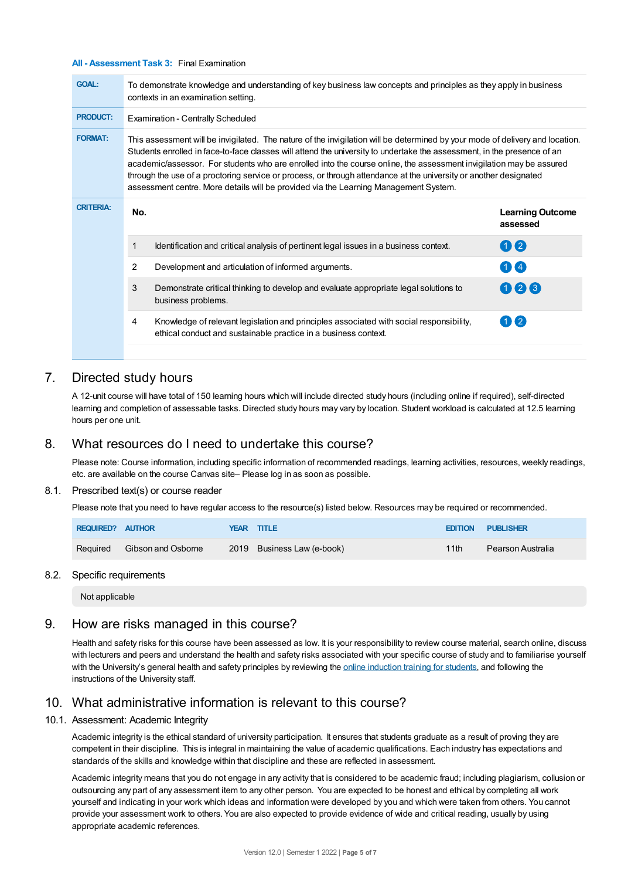**All - Assessment Task 3:** Final Examination

| | |
|---|---|
| **GOAL:** | To demonstrate knowledge and understanding of key business law concepts and principles as they apply in business contexts in an examination setting. |
| **PRODUCT:** | Examination - Centrally Scheduled |
| **FORMAT:** | This assessment will be invigilated. The nature of the invigilation will be determined by your mode of delivery and location. Students enrolled in face-to-face classes will attend the university to undertake the assessment, in the presence of an academic/assessor. For students who are enrolled into the course online, the assessment invigilation may be assured through the use of a proctoring service or process, or through attendance at the university or another designated assessment centre. More details will be provided via the Learning Management System. |
| **CRITERIA:** | |

| No. | | Learning Outcome assessed |
|---|---|---|
| 1 | Identification and critical analysis of pertinent legal issues in a business context. | 1 2 |
| 2 | Development and articulation of informed arguments. | 1 4 |
| 3 | Demonstrate critical thinking to develop and evaluate appropriate legal solutions to business problems. | 1 2 3 |
| 4 | Knowledge of relevant legislation and principles associated with social responsibility, ethical conduct and sustainable practice in a business context. | 1 2 |

## 7. Directed study hours

A 12-unit course will have total of 150 learning hours which will include directed study hours (including online if required), self-directed learning and completion of assessable tasks. Directed study hours may vary by location. Student workload is calculated at 12.5 learning hours per one unit.

## 8. What resources do I need to undertake this course?

Please note: Course information, including specific information of recommended readings, learning activities, resources, weekly readings, etc. are available on the course Canvas site– Please log in as soon as possible.

### 8.1. Prescribed text(s) or course reader

Please note that you need to have regular access to the resource(s) listed below. Resources may be required or recommended.

| REQUIRED? | AUTHOR | YEAR | TITLE | EDITION | PUBLISHER |
|---|---|---|---|---|---|
| Required | Gibson and Osborne | 2019 | Business Law (e-book) | 11th | Pearson Australia |

### 8.2. Specific requirements

Not applicable

## 9. How are risks managed in this course?

Health and safety risks for this course have been assessed as low. It is your responsibility to review course material, search online, discuss with lecturers and peers and understand the health and safety risks associated with your specific course of study and to familiarise yourself with the University's general health and safety principles by reviewing the online induction training for students, and following the instructions of the University staff.

## 10. What administrative information is relevant to this course?

### 10.1. Assessment: Academic Integrity

Academic integrity is the ethical standard of university participation. It ensures that students graduate as a result of proving they are competent in their discipline. This is integral in maintaining the value of academic qualifications. Each industry has expectations and standards of the skills and knowledge within that discipline and these are reflected in assessment.

Academic integrity means that you do not engage in any activity that is considered to be academic fraud; including plagiarism, collusion or outsourcing any part of any assessment item to any other person. You are expected to be honest and ethical by completing all work yourself and indicating in your work which ideas and information were developed by you and which were taken from others. You cannot provide your assessment work to others. You are also expected to provide evidence of wide and critical reading, usually by using appropriate academic references.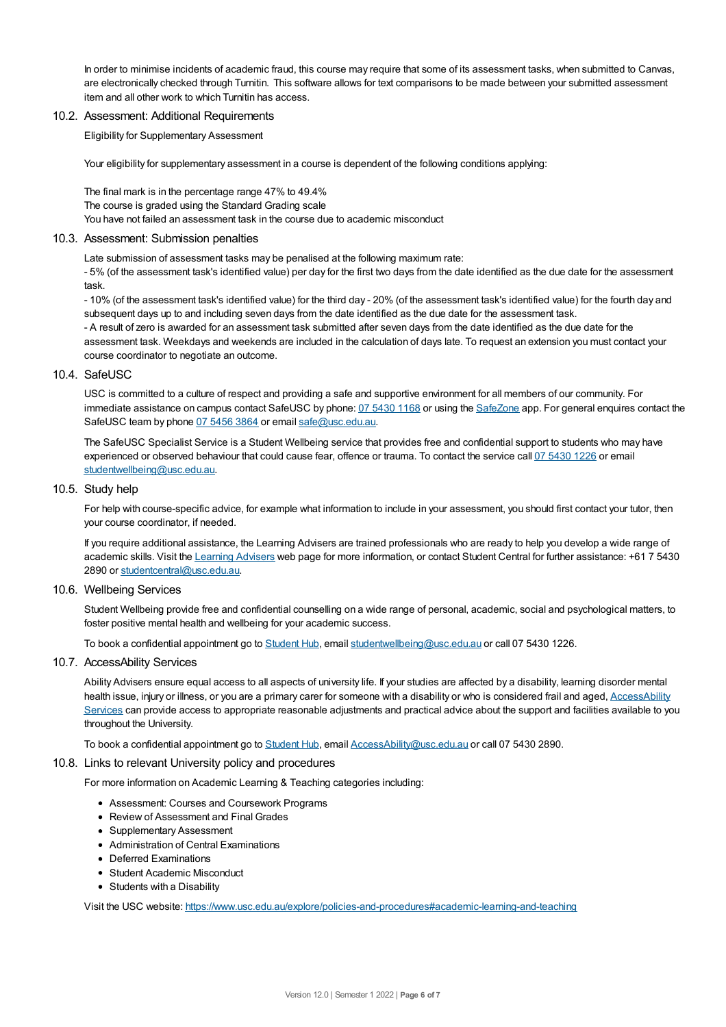In order to minimise incidents of academic fraud, this course may require that some of its assessment tasks, when submitted to Canvas, are electronically checked through Turnitin. This software allows for text comparisons to be made between your submitted assessment item and all other work to which Turnitin has access.

## 10.2. Assessment: Additional Requirements

Eligibility for Supplementary Assessment

Your eligibility for supplementary assessment in a course is dependent of the following conditions applying:

The final mark is in the percentage range 47% to 49.4%
The course is graded using the Standard Grading scale
You have not failed an assessment task in the course due to academic misconduct

## 10.3. Assessment: Submission penalties

Late submission of assessment tasks may be penalised at the following maximum rate:
- 5% (of the assessment task's identified value) per day for the first two days from the date identified as the due date for the assessment task.
- 10% (of the assessment task's identified value) for the third day - 20% (of the assessment task's identified value) for the fourth day and subsequent days up to and including seven days from the date identified as the due date for the assessment task.
- A result of zero is awarded for an assessment task submitted after seven days from the date identified as the due date for the assessment task. Weekdays and weekends are included in the calculation of days late. To request an extension you must contact your course coordinator to negotiate an outcome.

## 10.4. SafeUSC

USC is committed to a culture of respect and providing a safe and supportive environment for all members of our community. For immediate assistance on campus contact SafeUSC by phone: 07 5430 1168 or using the SafeZone app. For general enquires contact the SafeUSC team by phone 07 5456 3864 or email safe@usc.edu.au.

The SafeUSC Specialist Service is a Student Wellbeing service that provides free and confidential support to students who may have experienced or observed behaviour that could cause fear, offence or trauma. To contact the service call 07 5430 1226 or email studentwellbeing@usc.edu.au.

## 10.5. Study help

For help with course-specific advice, for example what information to include in your assessment, you should first contact your tutor, then your course coordinator, if needed.

If you require additional assistance, the Learning Advisers are trained professionals who are ready to help you develop a wide range of academic skills. Visit the Learning Advisers web page for more information, or contact Student Central for further assistance: +61 7 5430 2890 or studentcentral@usc.edu.au.

## 10.6. Wellbeing Services

Student Wellbeing provide free and confidential counselling on a wide range of personal, academic, social and psychological matters, to foster positive mental health and wellbeing for your academic success.

To book a confidential appointment go to Student Hub, email studentwellbeing@usc.edu.au or call 07 5430 1226.

## 10.7. AccessAbility Services

Ability Advisers ensure equal access to all aspects of university life. If your studies are affected by a disability, learning disorder mental health issue, injury or illness, or you are a primary carer for someone with a disability or who is considered frail and aged, AccessAbility Services can provide access to appropriate reasonable adjustments and practical advice about the support and facilities available to you throughout the University.

To book a confidential appointment go to Student Hub, email AccessAbility@usc.edu.au or call 07 5430 2890.

## 10.8. Links to relevant University policy and procedures

For more information on Academic Learning & Teaching categories including:

- Assessment: Courses and Coursework Programs
- Review of Assessment and Final Grades
- Supplementary Assessment
- Administration of Central Examinations
- Deferred Examinations
- Student Academic Misconduct
- Students with a Disability

Visit the USC website: https://www.usc.edu.au/explore/policies-and-procedures#academic-learning-and-teaching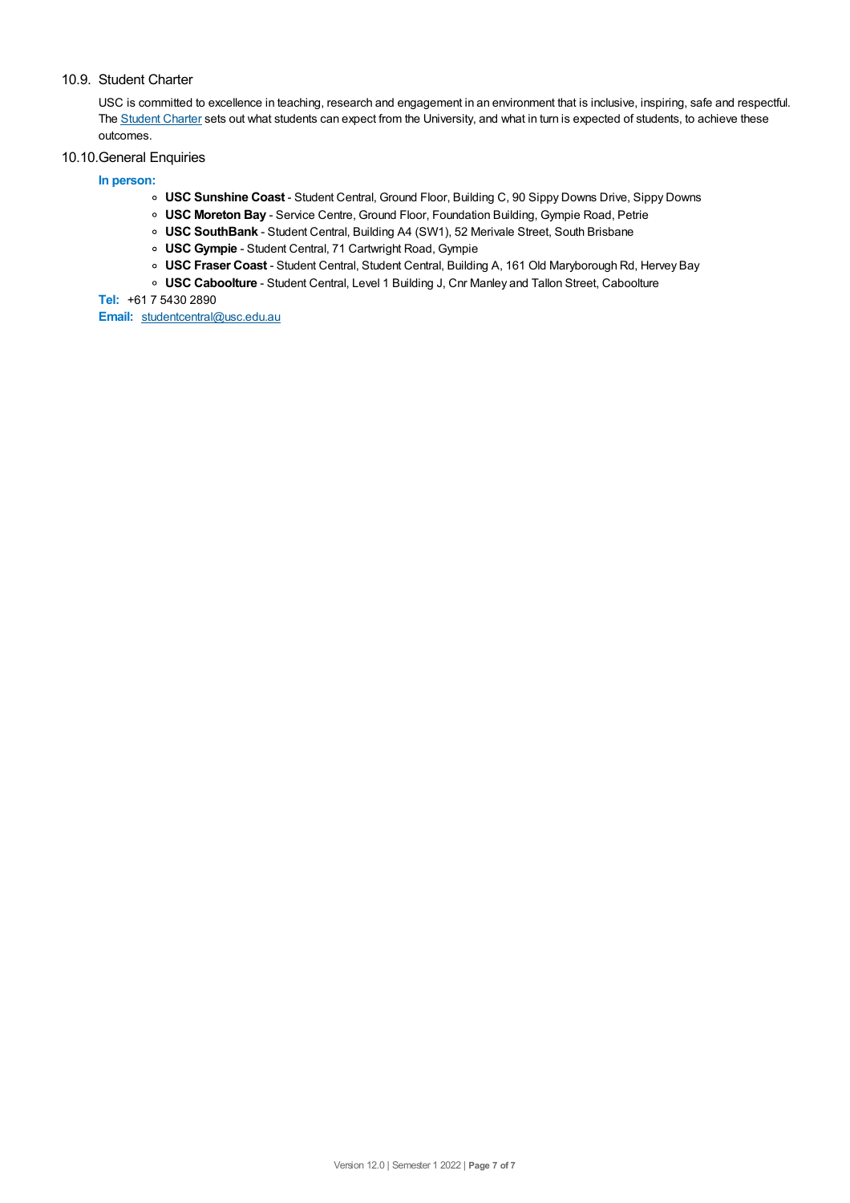### 10.9. Student Charter

USC is committed to excellence in teaching, research and engagement in an environment that is inclusive, inspiring, safe and respectful. The Student Charter sets out what students can expect from the University, and what in turn is expected of students, to achieve these outcomes.

### 10.10. General Enquiries

**In person:**

- **USC Sunshine Coast** - Student Central, Ground Floor, Building C, 90 Sippy Downs Drive, Sippy Downs
- **USC Moreton Bay** - Service Centre, Ground Floor, Foundation Building, Gympie Road, Petrie
- **USC SouthBank** - Student Central, Building A4 (SW1), 52 Merivale Street, South Brisbane
- **USC Gympie** - Student Central, 71 Cartwright Road, Gympie
- **USC Fraser Coast** - Student Central, Student Central, Building A, 161 Old Maryborough Rd, Hervey Bay
- **USC Caboolture** - Student Central, Level 1 Building J, Cnr Manley and Tallon Street, Caboolture

**Tel:** +61 7 5430 2890

**Email:** studentcentral@usc.edu.au